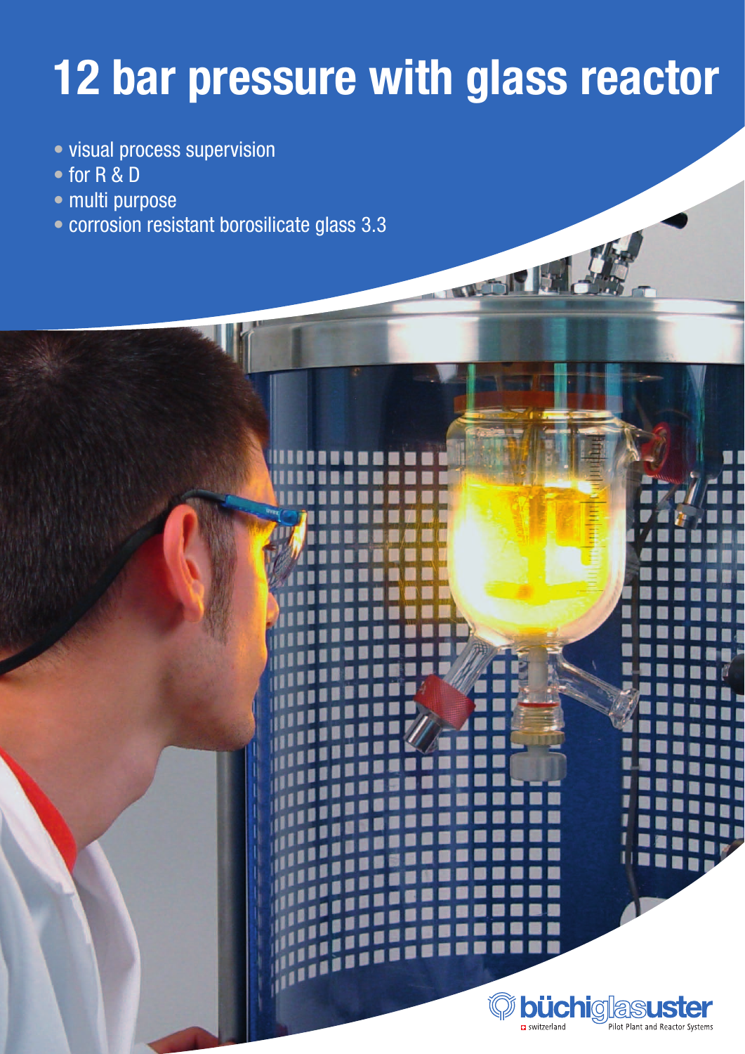# 12 bar pressure with glass reactor

- visual process supervision
- for R & D
- multi purpose
- corrosion resistant borosilicate glass 3.3

büchiglasuster

switzerland

Pilot Plant and Reactor Systems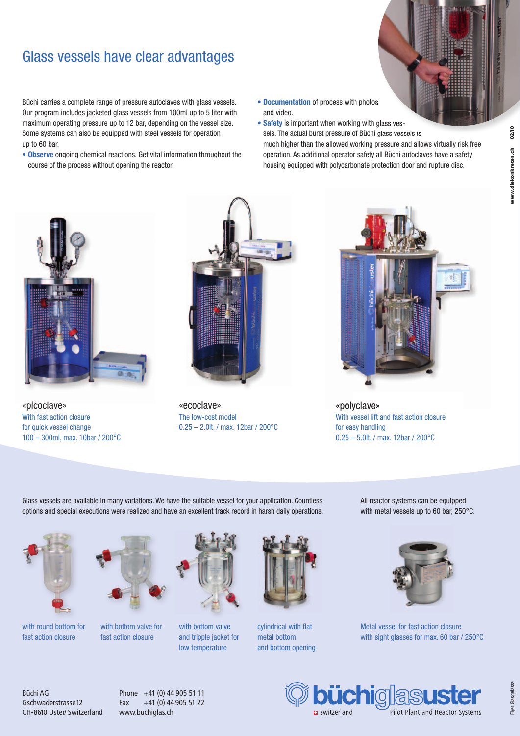# Glass vessels have clear advantages

Büchi carries a complete range of pressure autoclaves with glass vessels. Our program includes jacketed glass vessels from 100ml up to 5 liter with maximum operating pressure up to 12 bar, depending on the vessel size. Some systems can also be equipped with steel vessels for operation up to 60 bar.

- **Observe** ongoing chemical reactions. Get vital information throughout the course of the process without opening the reactor.
- **Documentation** of process with photos and video.
- **Safety** is important when working with glass vessels. The actual burst pressure of Büchi glass vessels is much higher than the allowed working pressure and allows virtually risk free operation. As additional operator safety all Büchi autoclaves have a safety housing equipped with polycarbonate protection door and rupture disc.

«picoclave»
With fast action closure for quick vessel change
100 – 300ml, max. 10bar / 200°C

«ecoclave»
The low-cost model
0.25 – 2.0lt. / max. 12bar / 200°C

«polyclave»
With vessel lift and fast action closure for easy handling
0.25 – 5.0lt. / max. 12bar / 200°C

Glass vessels are available in many variations. We have the suitable vessel for your application. Countless options and special executions were realized and have an excellent track record in harsh daily operations.

with round bottom for fast action closure

with bottom valve for fast action closure

with bottom valve and tripple jacket for low temperature

cylindrical with flat metal bottom and bottom opening

All reactor systems can be equipped with metal vessels up to 60 bar, 250°C.

Metal vessel for fast action closure with sight glasses for max. 60 bar / 250°C

Büchi AG
Gschwaderstrasse 12
CH-8610 Uster/ Switzerland

Phone +41 (0) 44 905 51 11
Fax +41 (0) 44 905 51 22
www.buchiglas.ch

büchiglasuster
switzerland
Pilot Plant and Reactor Systems